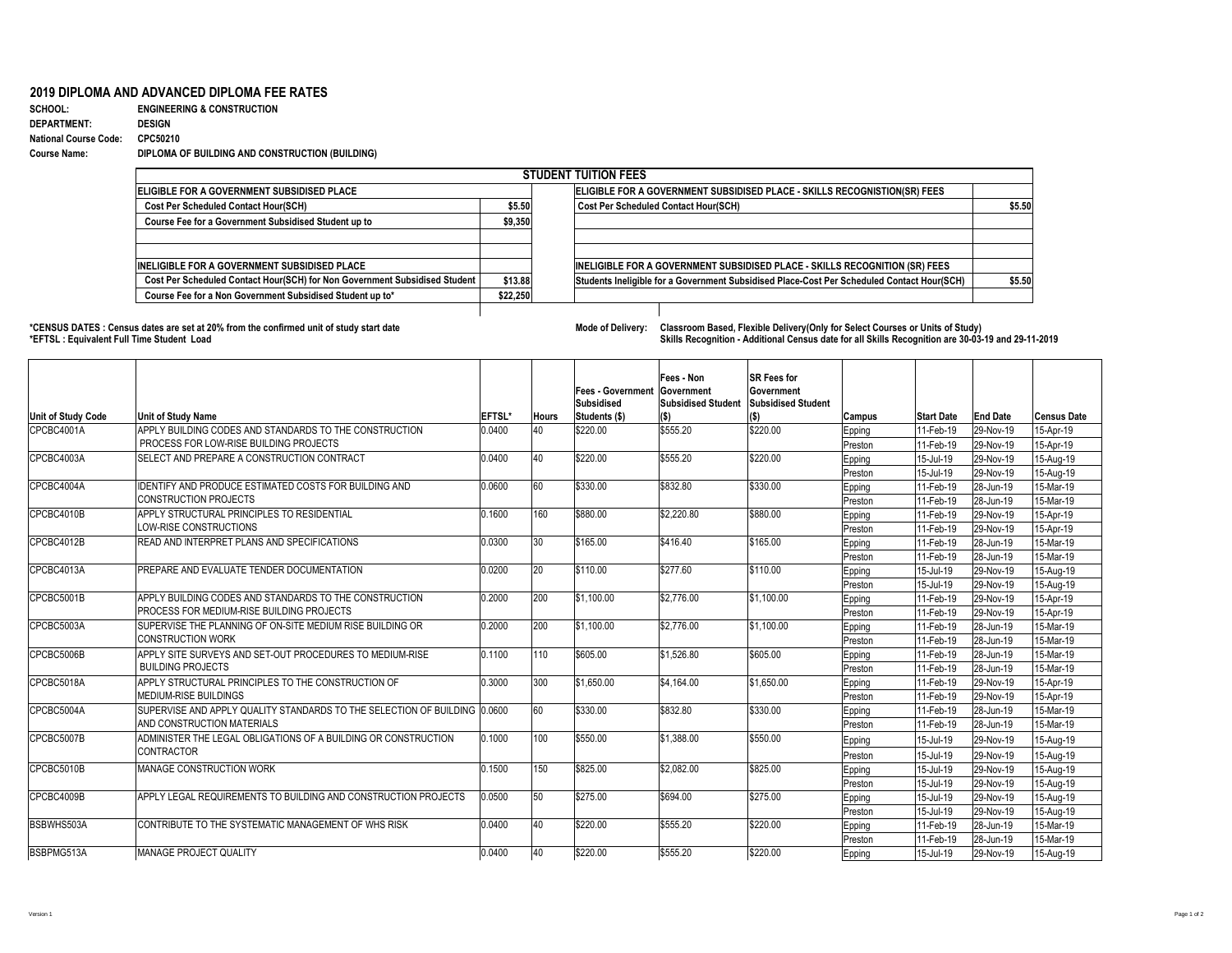# 2019 DIPLOMA AND ADVANCED DIPLOMA FEE RATES

**SCHOOL:** ENGINEERING & CONSTRUCTION
**DEPARTMENT:** DESIGN
**National Course Code:** CPC50210
**Course Name:** DIPLOMA OF BUILDING AND CONSTRUCTION (BUILDING)

| STUDENT TUITION FEES | | | |
|---|---|---|---|
| **ELIGIBLE FOR A GOVERNMENT SUBSIDISED PLACE** | | **ELIGIBLE FOR A GOVERNMENT SUBSIDISED PLACE - SKILLS RECOGNISTION(SR) FEES** | |
| Cost Per Scheduled Contact Hour(SCH) | $5.50 | Cost Per Scheduled Contact Hour(SCH) | $5.50 |
| Course Fee for a Government Subsidised Student up to | $9,350 | | |
| | | | |
| | | | |
| **INELIGIBLE FOR A GOVERNMENT SUBSIDISED PLACE** | | **INELIGIBLE FOR A GOVERNMENT SUBSIDISED PLACE - SKILLS RECOGNITION (SR) FEES** | |
| Cost Per Scheduled Contact Hour(SCH) for Non Government Subsidised Student | $13.88 | Students Ineligible for a Government Subsidised Place-Cost Per Scheduled Contact Hour(SCH) | $5.50 |
| Course Fee for a Non Government Subsidised Student up to* | $22,250 | | |

**\*CENSUS DATES : Census dates are set at 20% from the confirmed unit of study start date**
**\*EFTSL : Equivalent Full Time Student Load**

**Mode of Delivery:** Classroom Based, Flexible Delivery(Only for Select Courses or Units of Study)
Skills Recognition - Additional Census date for all Skills Recognition are 30-03-19 and 29-11-2019

| Unit of Study Code | Unit of Study Name | EFTSL* | Hours | Fees - Government Subsidised Students ($) | Fees - Non Government Subsidised Student ($) | SR Fees for Government Subsidised Student ($) | Campus | Start Date | End Date | Census Date |
|---|---|---|---|---|---|---|---|---|---|---|
| CPCBC4001A | APPLY BUILDING CODES AND STANDARDS TO THE CONSTRUCTION PROCESS FOR LOW-RISE BUILDING PROJECTS | 0.0400 | 40 | $220.00 | $555.20 | $220.00 | Epping | 11-Feb-19 | 29-Nov-19 | 15-Apr-19 |
| | | | | | | | Preston | 11-Feb-19 | 29-Nov-19 | 15-Apr-19 |
| CPCBC4003A | SELECT AND PREPARE A CONSTRUCTION CONTRACT | 0.0400 | 40 | $220.00 | $555.20 | $220.00 | Epping | 15-Jul-19 | 29-Nov-19 | 15-Aug-19 |
| | | | | | | | Preston | 15-Jul-19 | 29-Nov-19 | 15-Aug-19 |
| CPCBC4004A | IDENTIFY AND PRODUCE ESTIMATED COSTS FOR BUILDING AND CONSTRUCTION PROJECTS | 0.0600 | 60 | $330.00 | $832.80 | $330.00 | Epping | 11-Feb-19 | 28-Jun-19 | 15-Mar-19 |
| | | | | | | | Preston | 11-Feb-19 | 28-Jun-19 | 15-Mar-19 |
| CPCBC4010B | APPLY STRUCTURAL PRINCIPLES TO RESIDENTIAL LOW-RISE CONSTRUCTIONS | 0.1600 | 160 | $880.00 | $2,220.80 | $880.00 | Epping | 11-Feb-19 | 29-Nov-19 | 15-Apr-19 |
| | | | | | | | Preston | 11-Feb-19 | 29-Nov-19 | 15-Apr-19 |
| CPCBC4012B | READ AND INTERPRET PLANS AND SPECIFICATIONS | 0.0300 | 30 | $165.00 | $416.40 | $165.00 | Epping | 11-Feb-19 | 28-Jun-19 | 15-Mar-19 |
| | | | | | | | Preston | 11-Feb-19 | 28-Jun-19 | 15-Mar-19 |
| CPCBC4013A | PREPARE AND EVALUATE TENDER DOCUMENTATION | 0.0200 | 20 | $110.00 | $277.60 | $110.00 | Epping | 15-Jul-19 | 29-Nov-19 | 15-Aug-19 |
| | | | | | | | Preston | 15-Jul-19 | 29-Nov-19 | 15-Aug-19 |
| CPCBC5001B | APPLY BUILDING CODES AND STANDARDS TO THE CONSTRUCTION PROCESS FOR MEDIUM-RISE BUILDING PROJECTS | 0.2000 | 200 | $1,100.00 | $2,776.00 | $1,100.00 | Epping | 11-Feb-19 | 29-Nov-19 | 15-Apr-19 |
| | | | | | | | Preston | 11-Feb-19 | 29-Nov-19 | 15-Apr-19 |
| CPCBC5003A | SUPERVISE THE PLANNING OF ON-SITE MEDIUM RISE BUILDING OR CONSTRUCTION WORK | 0.2000 | 200 | $1,100.00 | $2,776.00 | $1,100.00 | Epping | 11-Feb-19 | 28-Jun-19 | 15-Mar-19 |
| | | | | | | | Preston | 11-Feb-19 | 28-Jun-19 | 15-Mar-19 |
| CPCBC5006B | APPLY SITE SURVEYS AND SET-OUT PROCEDURES TO MEDIUM-RISE BUILDING PROJECTS | 0.1100 | 110 | $605.00 | $1,526.80 | $605.00 | Epping | 11-Feb-19 | 28-Jun-19 | 15-Mar-19 |
| | | | | | | | Preston | 11-Feb-19 | 28-Jun-19 | 15-Mar-19 |
| CPCBC5018A | APPLY STRUCTURAL PRINCIPLES TO THE CONSTRUCTION OF MEDIUM-RISE BUILDINGS | 0.3000 | 300 | $1,650.00 | $4,164.00 | $1,650.00 | Epping | 11-Feb-19 | 29-Nov-19 | 15-Apr-19 |
| | | | | | | | Preston | 11-Feb-19 | 29-Nov-19 | 15-Apr-19 |
| CPCBC5004A | SUPERVISE AND APPLY QUALITY STANDARDS TO THE SELECTION OF BUILDING AND CONSTRUCTION MATERIALS | 0.0600 | 60 | $330.00 | $832.80 | $330.00 | Epping | 11-Feb-19 | 28-Jun-19 | 15-Mar-19 |
| | | | | | | | Preston | 11-Feb-19 | 28-Jun-19 | 15-Mar-19 |
| CPCBC5007B | ADMINISTER THE LEGAL OBLIGATIONS OF A BUILDING OR CONSTRUCTION CONTRACTOR | 0.1000 | 100 | $550.00 | $1,388.00 | $550.00 | Epping | 15-Jul-19 | 29-Nov-19 | 15-Aug-19 |
| | | | | | | | Preston | 15-Jul-19 | 29-Nov-19 | 15-Aug-19 |
| CPCBC5010B | MANAGE CONSTRUCTION WORK | 0.1500 | 150 | $825.00 | $2,082.00 | $825.00 | Epping | 15-Jul-19 | 29-Nov-19 | 15-Aug-19 |
| | | | | | | | Preston | 15-Jul-19 | 29-Nov-19 | 15-Aug-19 |
| CPCBC4009B | APPLY LEGAL REQUIREMENTS TO BUILDING AND CONSTRUCTION PROJECTS | 0.0500 | 50 | $275.00 | $694.00 | $275.00 | Epping | 15-Jul-19 | 29-Nov-19 | 15-Aug-19 |
| | | | | | | | Preston | 15-Jul-19 | 29-Nov-19 | 15-Aug-19 |
| BSBWHS503A | CONTRIBUTE TO THE SYSTEMATIC MANAGEMENT OF WHS RISK | 0.0400 | 40 | $220.00 | $555.20 | $220.00 | Epping | 11-Feb-19 | 28-Jun-19 | 15-Mar-19 |
| | | | | | | | Preston | 11-Feb-19 | 28-Jun-19 | 15-Mar-19 |
| BSBPMG513A | MANAGE PROJECT QUALITY | 0.0400 | 40 | $220.00 | $555.20 | $220.00 | Epping | 15-Jul-19 | 29-Nov-19 | 15-Aug-19 |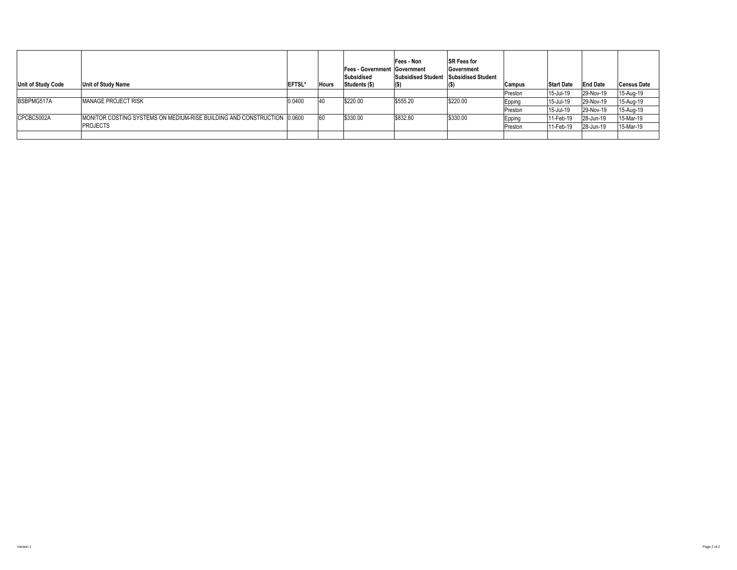| Unit of Study Code | Unit of Study Name | EFTSL* | Hours | Fees - Government Subsidised Students ($) | Fees - Non Government Subsidised Student ($) | SR Fees for Government Subsidised Student ($) | Campus | Start Date | End Date | Census Date |
|---|---|---|---|---|---|---|---|---|---|---|
| | | | | | | | Preston | 15-Jul-19 | 29-Nov-19 | 15-Aug-19 |
| BSBPMG517A | MANAGE PROJECT RISK | 0.0400 | 40 | $220.00 | $555.20 | $220.00 | Epping | 15-Jul-19 | 29-Nov-19 | 15-Aug-19 |
| | | | | | | | Preston | 15-Jul-19 | 29-Nov-19 | 15-Aug-19 |
| CPCBC5002A | MONITOR COSTING SYSTEMS ON MEDIUM-RISE BUILDING AND CONSTRUCTION PROJECTS | 0.0600 | 60 | $330.00 | $832.80 | $330.00 | Epping | 11-Feb-19 | 28-Jun-19 | 15-Mar-19 |
| | | | | | | | Preston | 11-Feb-19 | 28-Jun-19 | 15-Mar-19 |
| | | | | | | | | | | |

Version 1